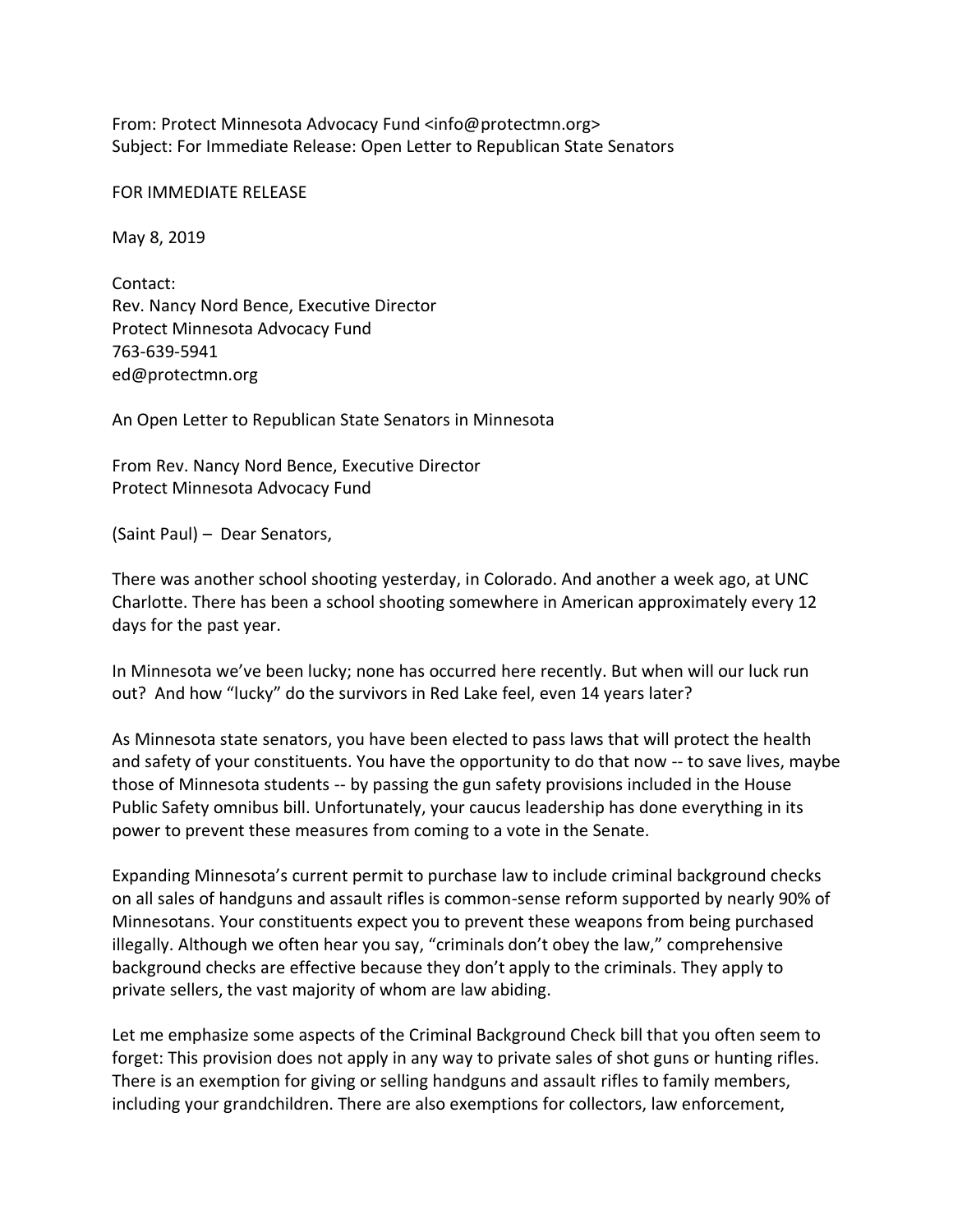From: Protect Minnesota Advocacy Fund <info@protectmn.org>
Subject: For Immediate Release: Open Letter to Republican State Senators

FOR IMMEDIATE RELEASE

May 8, 2019

Contact:
Rev. Nancy Nord Bence, Executive Director
Protect Minnesota Advocacy Fund
763-639-5941
ed@protectmn.org

An Open Letter to Republican State Senators in Minnesota

From Rev. Nancy Nord Bence, Executive Director
Protect Minnesota Advocacy Fund

(Saint Paul) – Dear Senators,

There was another school shooting yesterday, in Colorado. And another a week ago, at UNC Charlotte. There has been a school shooting somewhere in American approximately every 12 days for the past year.

In Minnesota we've been lucky; none has occurred here recently. But when will our luck run out? And how "lucky" do the survivors in Red Lake feel, even 14 years later?

As Minnesota state senators, you have been elected to pass laws that will protect the health and safety of your constituents. You have the opportunity to do that now -- to save lives, maybe those of Minnesota students -- by passing the gun safety provisions included in the House Public Safety omnibus bill. Unfortunately, your caucus leadership has done everything in its power to prevent these measures from coming to a vote in the Senate.

Expanding Minnesota's current permit to purchase law to include criminal background checks on all sales of handguns and assault rifles is common-sense reform supported by nearly 90% of Minnesotans. Your constituents expect you to prevent these weapons from being purchased illegally. Although we often hear you say, "criminals don't obey the law," comprehensive background checks are effective because they don't apply to the criminals. They apply to private sellers, the vast majority of whom are law abiding.

Let me emphasize some aspects of the Criminal Background Check bill that you often seem to forget: This provision does not apply in any way to private sales of shot guns or hunting rifles. There is an exemption for giving or selling handguns and assault rifles to family members, including your grandchildren. There are also exemptions for collectors, law enforcement,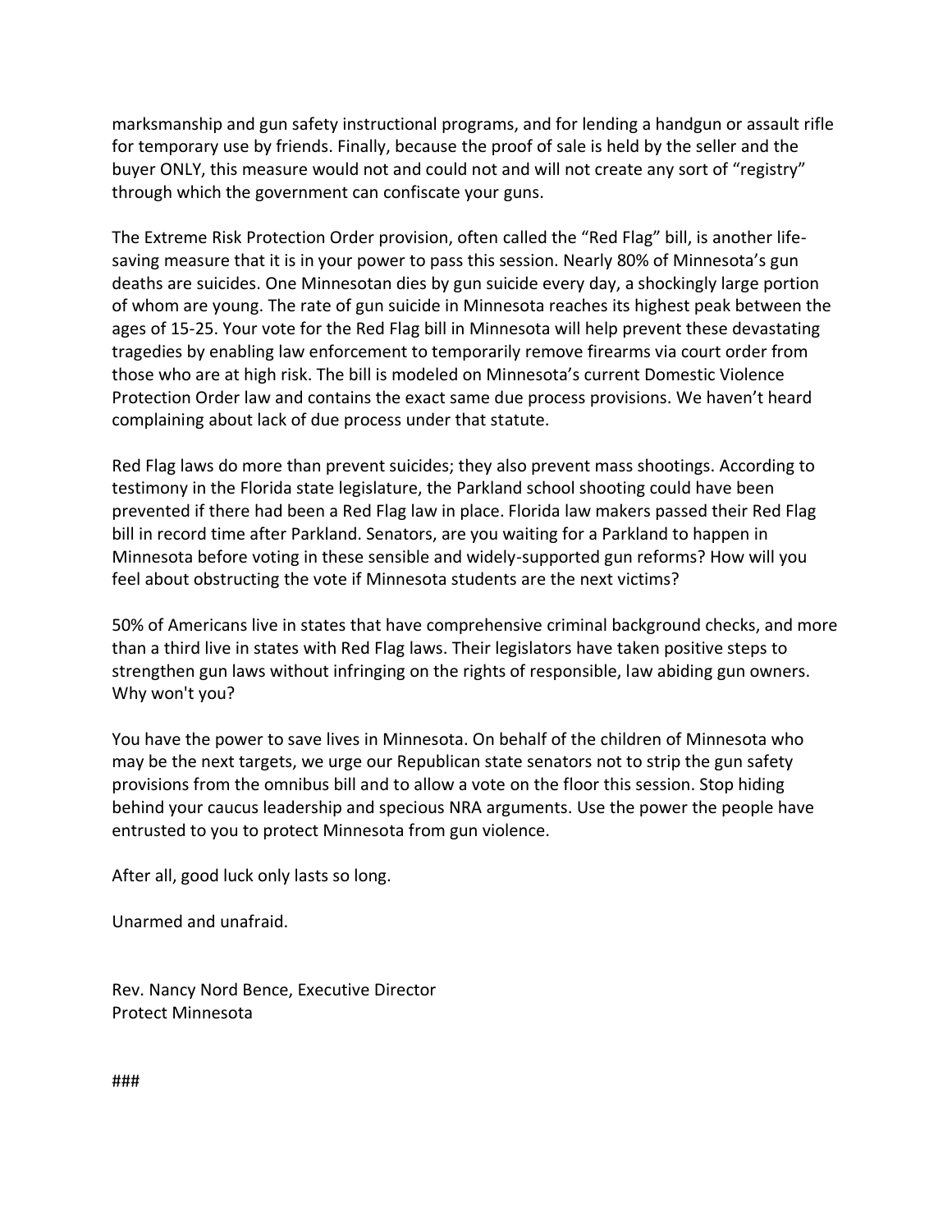marksmanship and gun safety instructional programs, and for lending a handgun or assault rifle for temporary use by friends. Finally, because the proof of sale is held by the seller and the buyer ONLY, this measure would not and could not and will not create any sort of "registry" through which the government can confiscate your guns.

The Extreme Risk Protection Order provision, often called the "Red Flag" bill, is another life-saving measure that it is in your power to pass this session. Nearly 80% of Minnesota's gun deaths are suicides. One Minnesotan dies by gun suicide every day, a shockingly large portion of whom are young. The rate of gun suicide in Minnesota reaches its highest peak between the ages of 15-25. Your vote for the Red Flag bill in Minnesota will help prevent these devastating tragedies by enabling law enforcement to temporarily remove firearms via court order from those who are at high risk. The bill is modeled on Minnesota's current Domestic Violence Protection Order law and contains the exact same due process provisions. We haven't heard complaining about lack of due process under that statute.

Red Flag laws do more than prevent suicides; they also prevent mass shootings. According to testimony in the Florida state legislature, the Parkland school shooting could have been prevented if there had been a Red Flag law in place. Florida law makers passed their Red Flag bill in record time after Parkland. Senators, are you waiting for a Parkland to happen in Minnesota before voting in these sensible and widely-supported gun reforms? How will you feel about obstructing the vote if Minnesota students are the next victims?

50% of Americans live in states that have comprehensive criminal background checks, and more than a third live in states with Red Flag laws. Their legislators have taken positive steps to strengthen gun laws without infringing on the rights of responsible, law abiding gun owners. Why won't you?

You have the power to save lives in Minnesota. On behalf of the children of Minnesota who may be the next targets, we urge our Republican state senators not to strip the gun safety provisions from the omnibus bill and to allow a vote on the floor this session. Stop hiding behind your caucus leadership and specious NRA arguments. Use the power the people have entrusted to you to protect Minnesota from gun violence.

After all, good luck only lasts so long.

Unarmed and unafraid.

Rev. Nancy Nord Bence, Executive Director
Protect Minnesota

###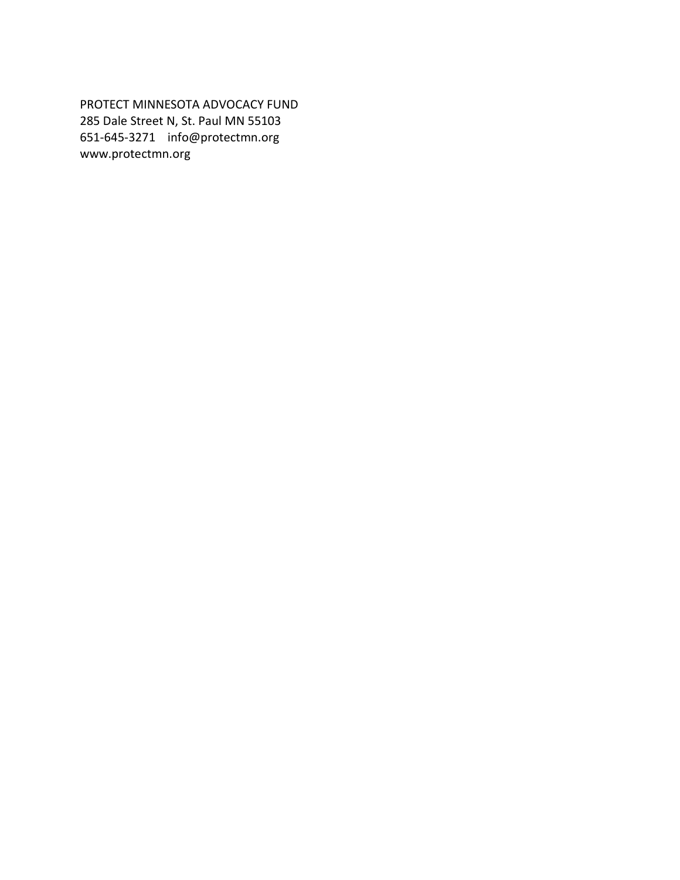PROTECT MINNESOTA ADVOCACY FUND
285 Dale Street N, St. Paul MN 55103
651-645-3271 info@protectmn.org
www.protectmn.org